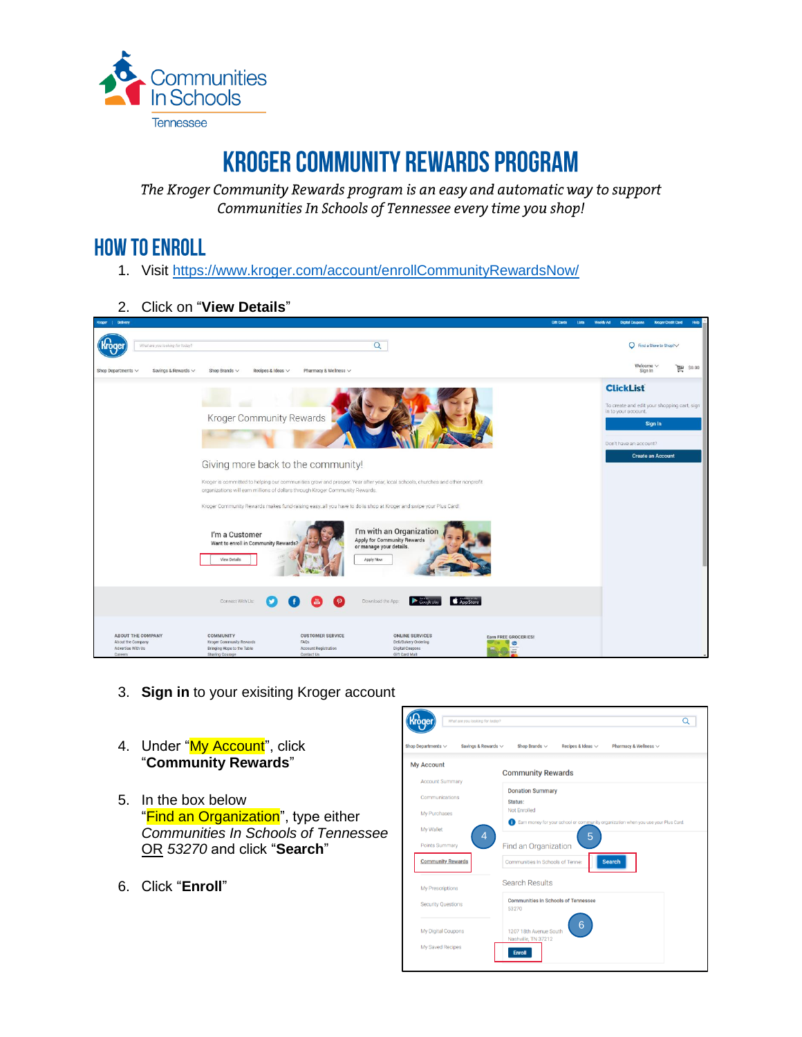Communities In Schools Tennessee

# KROGER COMMUNITY REWARDS PROGRAM

*The Kroger Community Rewards program is an easy and automatic way to support Communities In Schools of Tennessee every time you shop!*

## HOW TO ENROLL

1. Visit https://www.kroger.com/account/enrollCommunityRewardsNow/
2. Click on "**View Details**"
3. **Sign in** to your exisiting Kroger account
4. Under "My Account", click "**Community Rewards**"
5. In the box below "Find an Organization", type either *Communities In Schools of Tennessee* OR *53270* and click "**Search**"
6. Click "**Enroll**"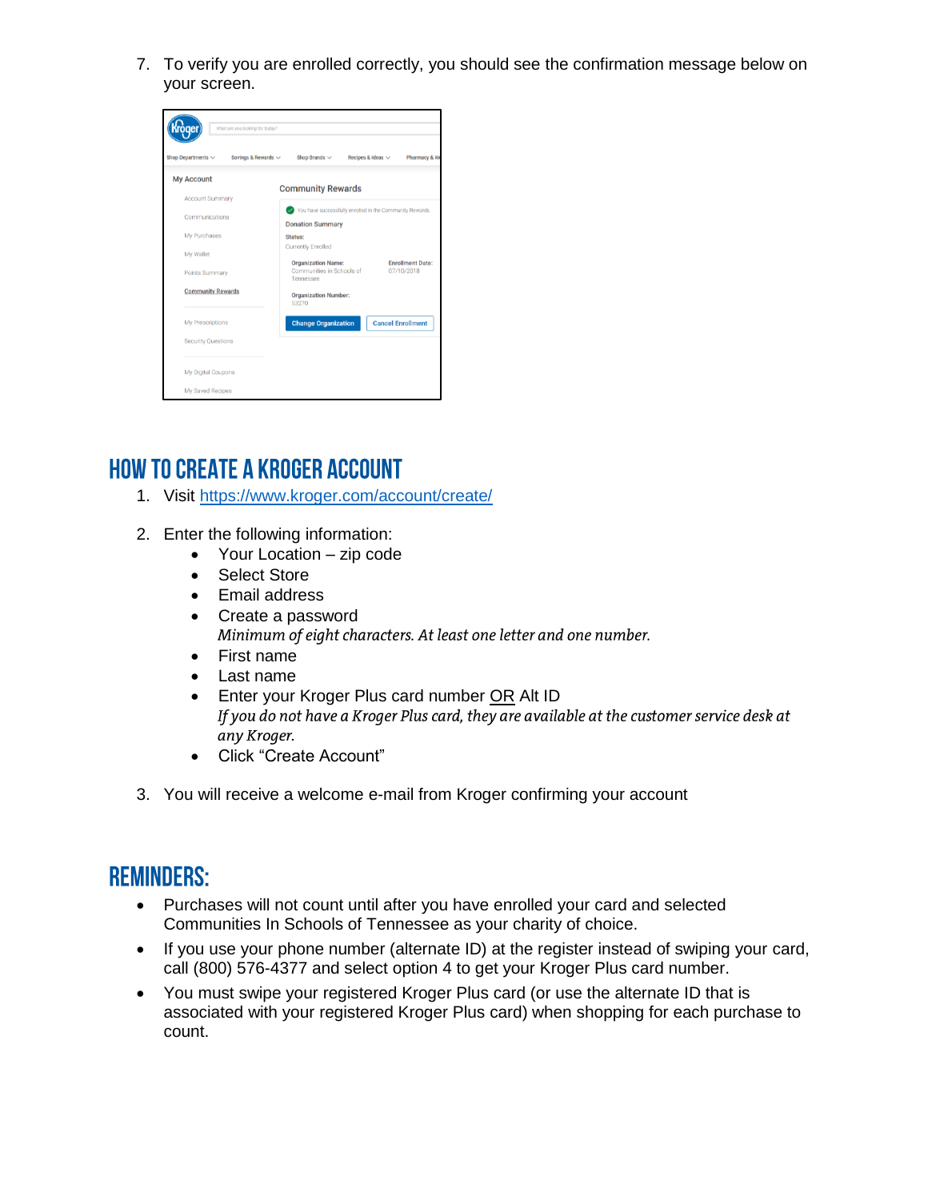7. To verify you are enrolled correctly, you should see the confirmation message below on your screen.

## HOW TO CREATE A KROGER ACCOUNT

1. Visit https://www.kroger.com/account/create/

2. Enter the following information:
   - Your Location – zip code
   - Select Store
   - Email address
   - Create a password
     *Minimum of eight characters. At least one letter and one number.*
   - First name
   - Last name
   - Enter your Kroger Plus card number OR Alt ID
     *If you do not have a Kroger Plus card, they are available at the customer service desk at any Kroger.*
   - Click "Create Account"

3. You will receive a welcome e-mail from Kroger confirming your account

## REMINDERS:

- Purchases will not count until after you have enrolled your card and selected Communities In Schools of Tennessee as your charity of choice.
- If you use your phone number (alternate ID) at the register instead of swiping your card, call (800) 576-4377 and select option 4 to get your Kroger Plus card number.
- You must swipe your registered Kroger Plus card (or use the alternate ID that is associated with your registered Kroger Plus card) when shopping for each purchase to count.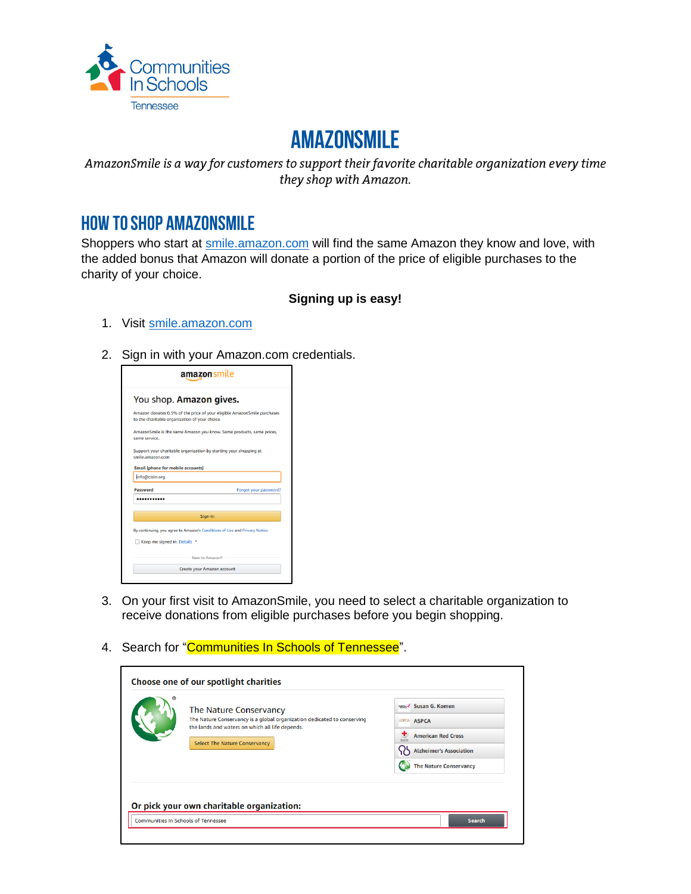Communities In Schools
Tennessee

# AMAZONSMILE

*AmazonSmile is a way for customers to support their favorite charitable organization every time they shop with Amazon.*

## HOW TO SHOP AMAZONSMILE

Shoppers who start at smile.amazon.com will find the same Amazon they know and love, with the added bonus that Amazon will donate a portion of the price of eligible purchases to the charity of your choice.

**Signing up is easy!**

1. Visit smile.amazon.com

2. Sign in with your Amazon.com credentials.

amazon smile

You shop. **Amazon gives.**

Amazon donates 0.5% of the price of your eligible AmazonSmile purchases to the charitable organization of your choice.

AmazonSmile is the same Amazon you know. Same products, same prices, same service.

Support your charitable organization by starting your shopping at smile.amazon.com

Email (phone for mobile accounts)
info@cistn.org

Password — Forgot your password?

Sign-In

By continuing, you agree to Amazon's Conditions of Use and Privacy Notice.

Keep me signed in. Details

New to Amazon?

Create your Amazon account

3. On your first visit to AmazonSmile, you need to select a charitable organization to receive donations from eligible purchases before you begin shopping.

4. Search for "Communities In Schools of Tennessee".

**Choose one of our spotlight charities**

The Nature Conservancy
The Nature Conservancy is a global organization dedicated to conserving the lands and waters on which all life depends.

Select The Nature Conservancy

Susan G. Komen
ASPCA
American Red Cross
Alzheimer's Association
The Nature Conservancy

**Or pick your own charitable organization:**

Communities In Schools of Tennessee — Search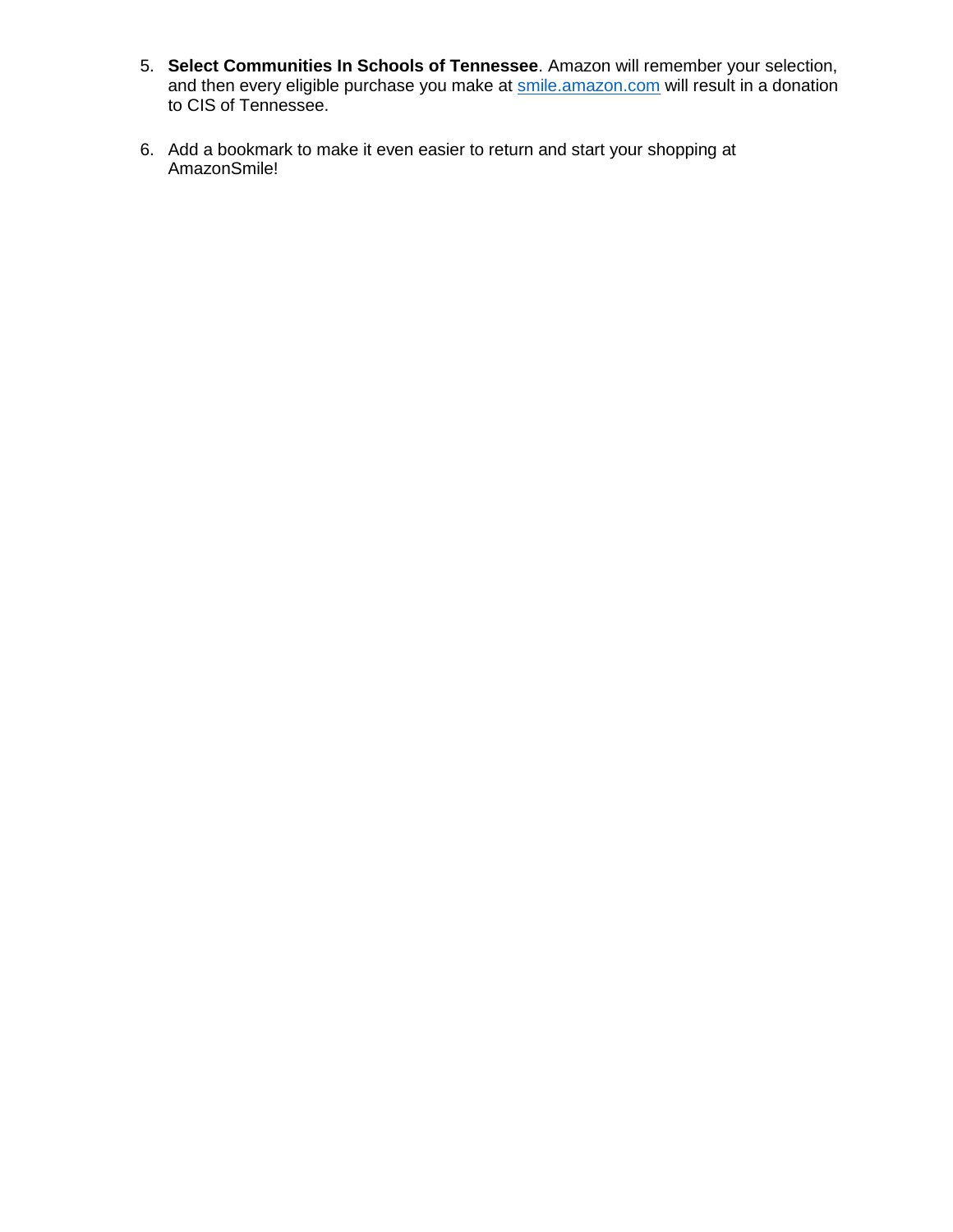5. **Select Communities In Schools of Tennessee**. Amazon will remember your selection, and then every eligible purchase you make at [smile.amazon.com](http://smile.amazon.com) will result in a donation to CIS of Tennessee.

6. Add a bookmark to make it even easier to return and start your shopping at AmazonSmile!